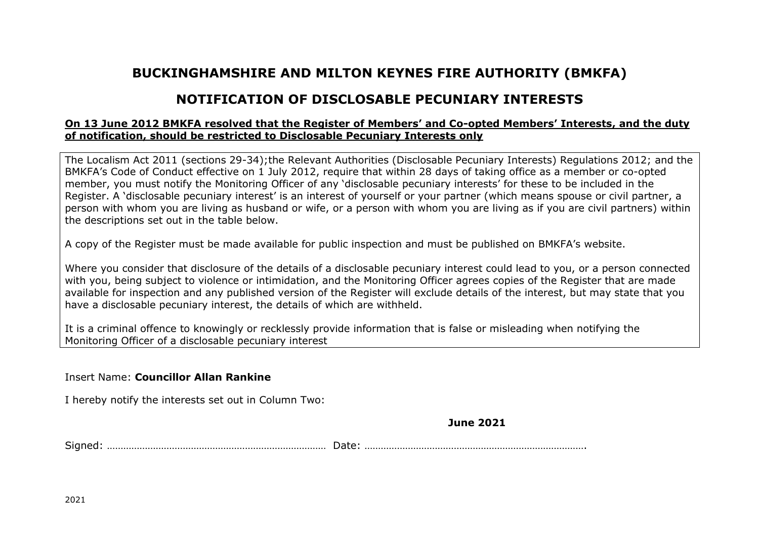# BUCKINGHAMSHIRE AND MILTON KEYNES FIRE AUTHORITY (BMKFA)

## NOTIFICATION OF DISCLOSABLE PECUNIARY INTERESTS

**On 13 June 2012 BMKFA resolved that the Register of Members' and Co-opted Members' Interests, and the duty of notification, should be restricted to Disclosable Pecuniary Interests only**

The Localism Act 2011 (sections 29-34);the Relevant Authorities (Disclosable Pecuniary Interests) Regulations 2012; and the BMKFA's Code of Conduct effective on 1 July 2012, require that within 28 days of taking office as a member or co-opted member, you must notify the Monitoring Officer of any 'disclosable pecuniary interests' for these to be included in the Register. A 'disclosable pecuniary interest' is an interest of yourself or your partner (which means spouse or civil partner, a person with whom you are living as husband or wife, or a person with whom you are living as if you are civil partners) within the descriptions set out in the table below.

A copy of the Register must be made available for public inspection and must be published on BMKFA's website.

Where you consider that disclosure of the details of a disclosable pecuniary interest could lead to you, or a person connected with you, being subject to violence or intimidation, and the Monitoring Officer agrees copies of the Register that are made available for inspection and any published version of the Register will exclude details of the interest, but may state that you have a disclosable pecuniary interest, the details of which are withheld.

It is a criminal offence to knowingly or recklessly provide information that is false or misleading when notifying the Monitoring Officer of a disclosable pecuniary interest

Insert Name: **Councillor Allan Rankine**

I hereby notify the interests set out in Column Two:

**June 2021**

Signed: …………………………………………………………………… Date: …………………………………………………………………….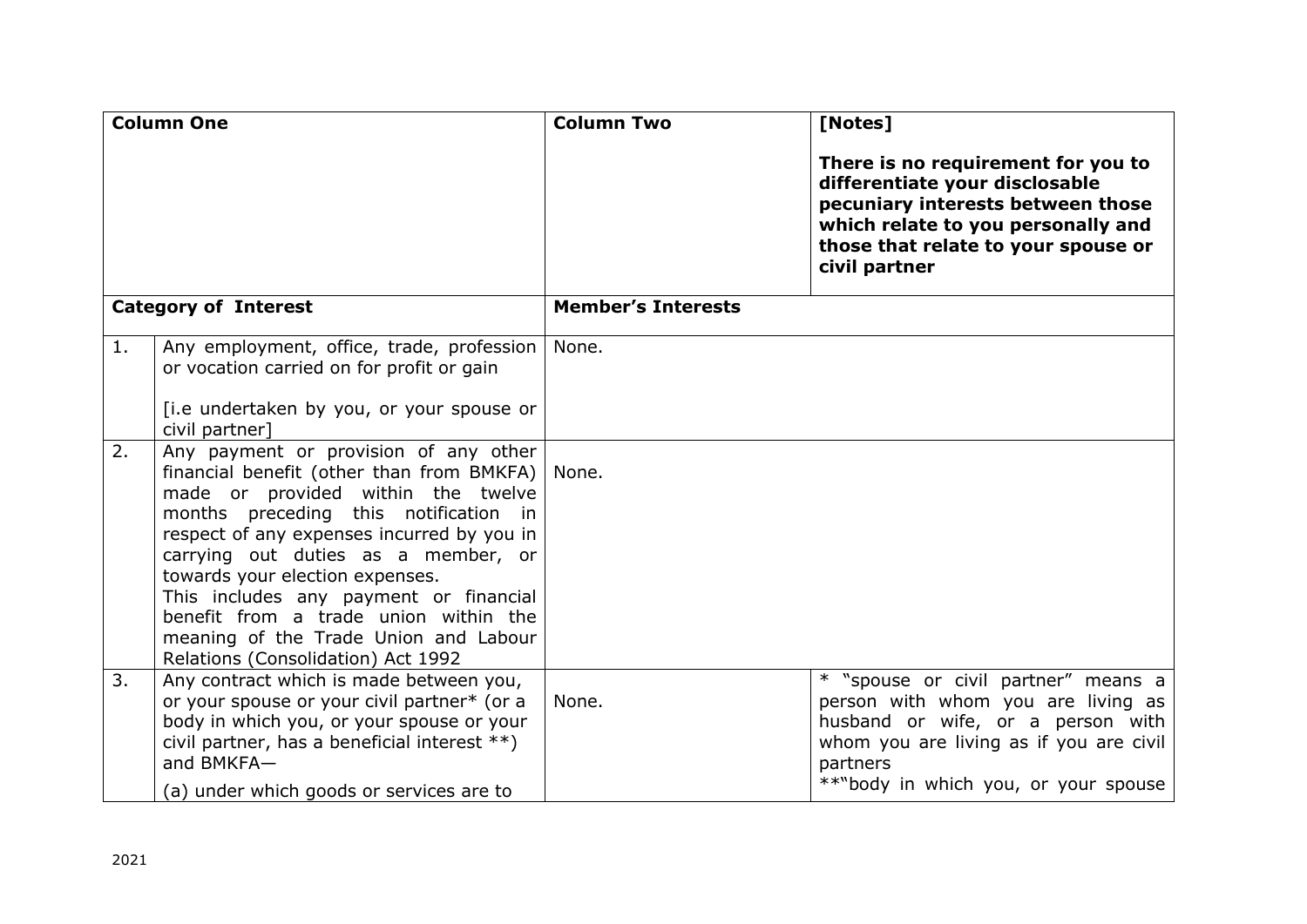| Column One | | Column Two | [Notes]<br><br>**There is no requirement for you to differentiate your disclosable pecuniary interests between those which relate to you personally and those that relate to your spouse or civil partner** |
|---|---|---|---|
| **Category of Interest** | | **Member's Interests** | |
| 1. | Any employment, office, trade, profession or vocation carried on for profit or gain<br><br>[i.e undertaken by you, or your spouse or civil partner] | None. | |
| 2. | Any payment or provision of any other financial benefit (other than from BMKFA) made or provided within the twelve months preceding this notification in respect of any expenses incurred by you in carrying out duties as a member, or towards your election expenses.<br>This includes any payment or financial benefit from a trade union within the meaning of the Trade Union and Labour Relations (Consolidation) Act 1992 | None. | |
| 3. | Any contract which is made between you, or your spouse or your civil partner* (or a body in which you, or your spouse or your civil partner, has a beneficial interest **) and BMKFA—<br><br>(a) under which goods or services are to | None. | * "spouse or civil partner" means a person with whom you are living as husband or wife, or a person with whom you are living as if you are civil partners<br>**"body in which you, or your spouse |

2021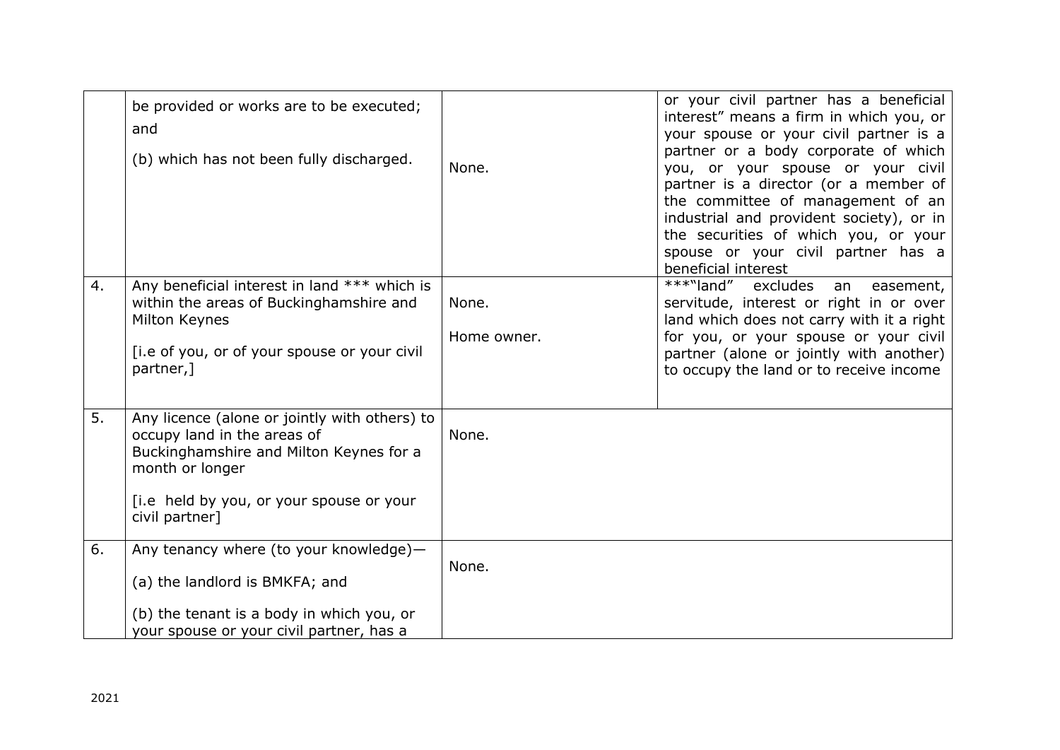| | | | |
|---|---|---|---|
| | be provided or works are to be executed; and<br><br>(b) which has not been fully discharged. | None. | or your civil partner has a beneficial interest" means a firm in which you, or your spouse or your civil partner is a partner or a body corporate of which you, or your spouse or your civil partner is a director (or a member of the committee of management of an industrial and provident society), or in the securities of which you, or your spouse or your civil partner has a beneficial interest |
| 4. | Any beneficial interest in land *** which is within the areas of Buckinghamshire and Milton Keynes<br><br>[i.e of you, or of your spouse or your civil partner,] | None.<br><br>Home owner. | ***"land" excludes an easement, servitude, interest or right in or over land which does not carry with it a right for you, or your spouse or your civil partner (alone or jointly with another) to occupy the land or to receive income |
| 5. | Any licence (alone or jointly with others) to occupy land in the areas of Buckinghamshire and Milton Keynes for a month or longer<br><br>[i.e held by you, or your spouse or your civil partner] | None. | |
| 6. | Any tenancy where (to your knowledge)—<br><br>(a) the landlord is BMKFA; and<br><br>(b) the tenant is a body in which you, or your spouse or your civil partner, has a | None. | |

2021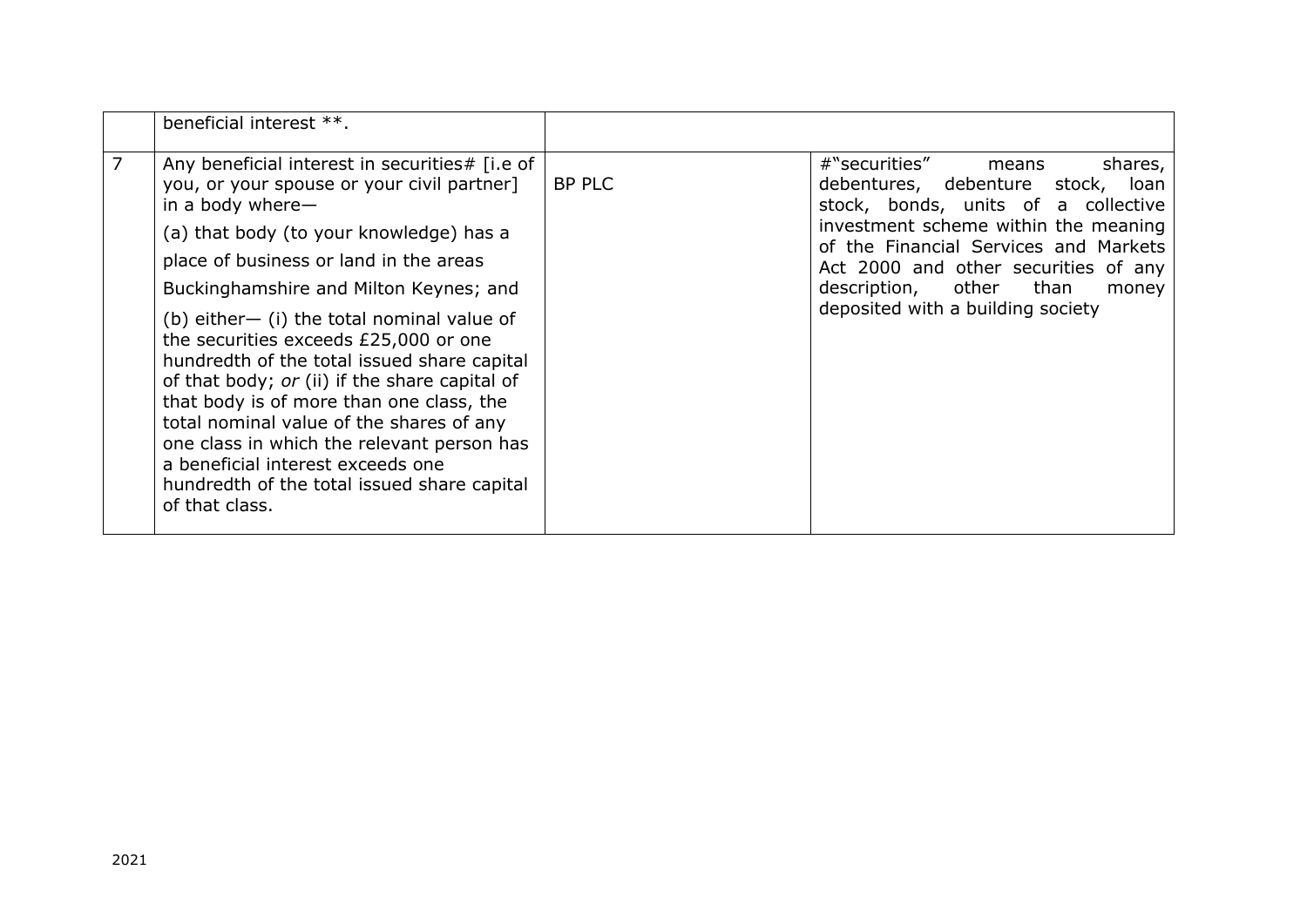| | | | |
|---|---|---|---|
| | beneficial interest **. | | |
| 7 | Any beneficial interest in securities# [i.e of you, or your spouse or your civil partner] in a body where—<br><br>(a) that body (to your knowledge) has a place of business or land in the areas Buckinghamshire and Milton Keynes; and<br><br>(b) either— (i) the total nominal value of the securities exceeds £25,000 or one hundredth of the total issued share capital of that body; *or* (ii) if the share capital of that body is of more than one class, the total nominal value of the shares of any one class in which the relevant person has a beneficial interest exceeds one hundredth of the total issued share capital of that class. | BP PLC | #"securities" means shares, debentures, debenture stock, loan stock, bonds, units of a collective investment scheme within the meaning of the Financial Services and Markets Act 2000 and other securities of any description, other than money deposited with a building society |

2021